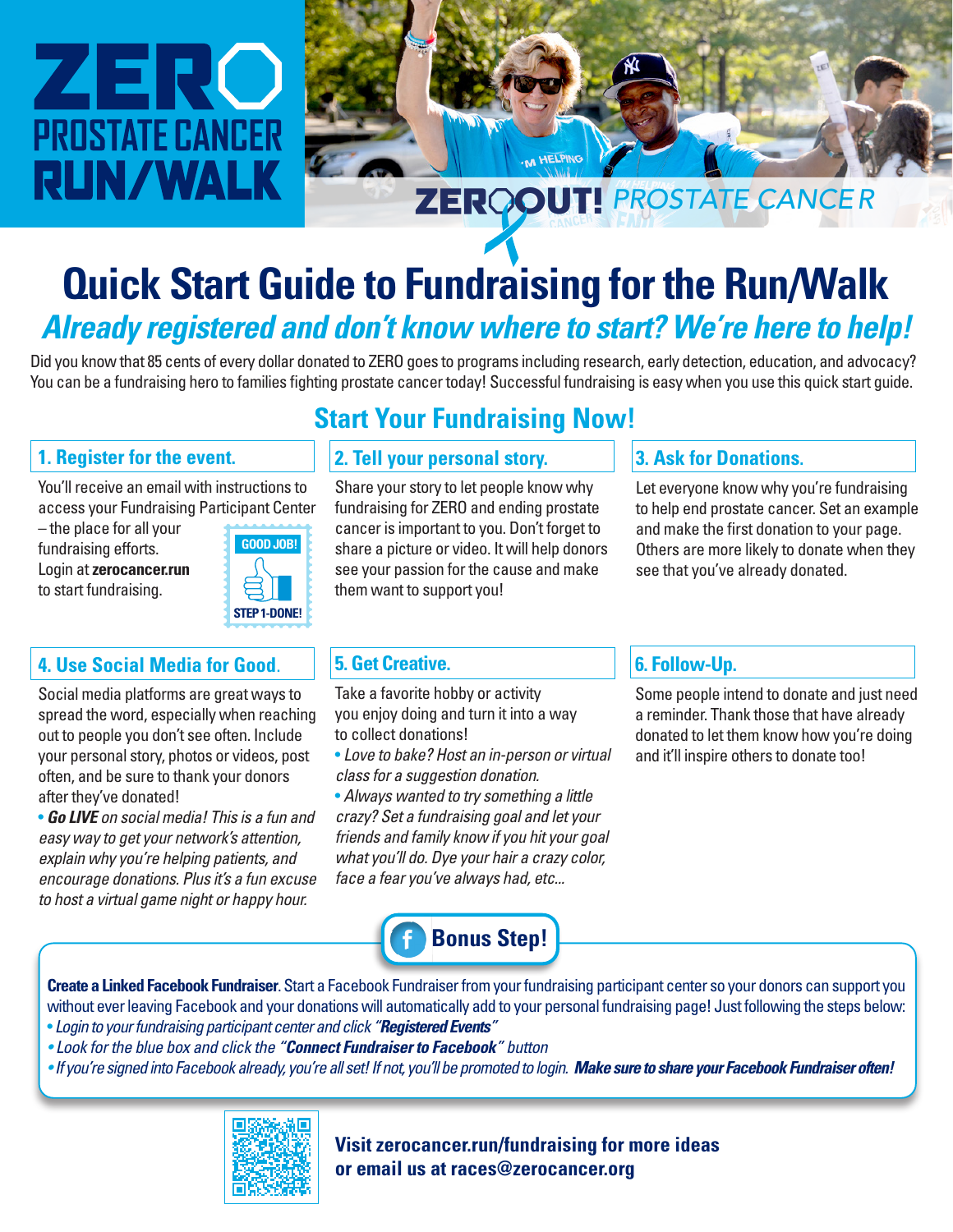# ZERO PROSTATE CANCER RUN/WALK

ZERO OUT! PROSTATE CANCER

# Quick Start Guide to Fundraising for the Run/Walk

## *Already registered and don't know where to start? We're here to help!*

Did you know that 85 cents of every dollar donated to ZERO goes to programs including research, early detection, education, and advocacy? You can be a fundraising hero to families fighting prostate cancer today! Successful fundraising is easy when you use this quick start guide.

## Start Your Fundraising Now!

### 1. Register for the event.

You'll receive an email with instructions to access your Fundraising Participant Center – the place for all your fundraising efforts. Login at **zerocancer.run** to start fundraising.

GOOD JOB! STEP 1-DONE!

### 2. Tell your personal story.

Share your story to let people know why fundraising for ZERO and ending prostate cancer is important to you. Don't forget to share a picture or video. It will help donors see your passion for the cause and make them want to support you!

### 3. Ask for Donations.

Let everyone know why you're fundraising to help end prostate cancer. Set an example and make the first donation to your page. Others are more likely to donate when they see that you've already donated.

### 4. Use Social Media for Good.

Social media platforms are great ways to spread the word, especially when reaching out to people you don't see often. Include your personal story, photos or videos, post often, and be sure to thank your donors after they've donated!

- ***Go LIVE*** *on social media! This is a fun and easy way to get your network's attention, explain why you're helping patients, and encourage donations. Plus it's a fun excuse to host a virtual game night or happy hour.*

### 5. Get Creative.

Take a favorite hobby or activity you enjoy doing and turn it into a way to collect donations!

- *Love to bake? Host an in-person or virtual class for a suggestion donation.*
- *Always wanted to try something a little crazy? Set a fundraising goal and let your friends and family know if you hit your goal what you'll do. Dye your hair a crazy color, face a fear you've always had, etc...*

### 6. Follow-Up.

Some people intend to donate and just need a reminder. Thank those that have already donated to let them know how you're doing and it'll inspire others to donate too!

### Bonus Step!

**Create a Linked Facebook Fundraiser**. Start a Facebook Fundraiser from your fundraising participant center so your donors can support you without ever leaving Facebook and your donations will automatically add to your personal fundraising page! Just following the steps below:

- *Login to your fundraising participant center and click "**Registered Events**"*
- *Look for the blue box and click the "**Connect Fundraiser to Facebook**" button*
- *If you're signed into Facebook already, you're all set! If not, you'll be promoted to login.* ***Make sure to share your Facebook Fundraiser often!***

**Visit zerocancer.run/fundraising for more ideas or email us at races@zerocancer.org**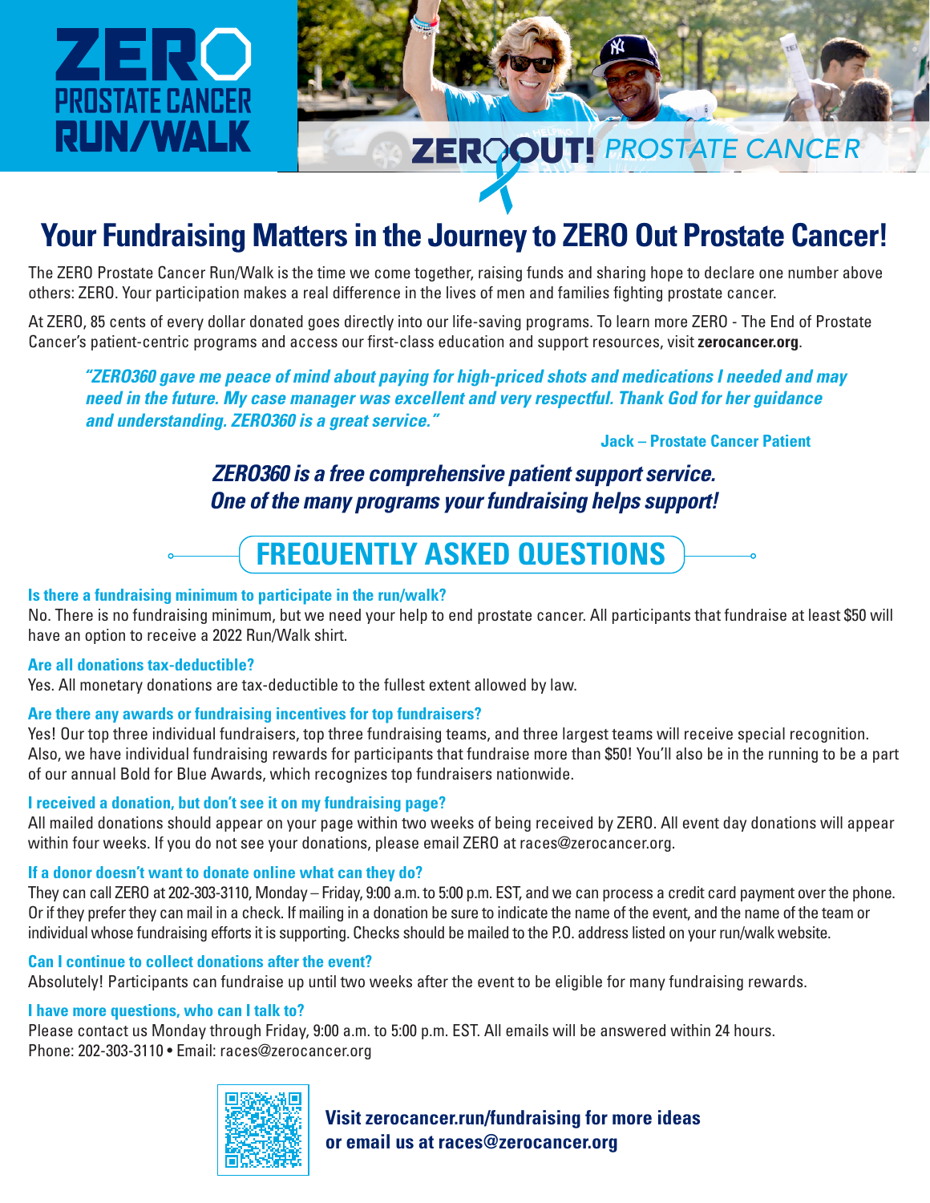# ZERO PROSTATE CANCER RUN/WALK

ZERO OUT! PROSTATE CANCER

## Your Fundraising Matters in the Journey to ZERO Out Prostate Cancer!

The ZERO Prostate Cancer Run/Walk is the time we come together, raising funds and sharing hope to declare one number above others: ZERO. Your participation makes a real difference in the lives of men and families fighting prostate cancer.

At ZERO, 85 cents of every dollar donated goes directly into our life-saving programs. To learn more ZERO - The End of Prostate Cancer's patient-centric programs and access our first-class education and support resources, visit **zerocancer.org**.

> ***"ZERO360 gave me peace of mind about paying for high-priced shots and medications I needed and may need in the future. My case manager was excellent and very respectful. Thank God for her guidance and understanding. ZERO360 is a great service."***
>
> **Jack – Prostate Cancer Patient**

***ZERO360 is a free comprehensive patient support service. One of the many programs your fundraising helps support!***

## FREQUENTLY ASKED QUESTIONS

**Is there a fundraising minimum to participate in the run/walk?**

No. There is no fundraising minimum, but we need your help to end prostate cancer. All participants that fundraise at least $50 will have an option to receive a 2022 Run/Walk shirt.

**Are all donations tax-deductible?**

Yes. All monetary donations are tax-deductible to the fullest extent allowed by law.

**Are there any awards or fundraising incentives for top fundraisers?**

Yes! Our top three individual fundraisers, top three fundraising teams, and three largest teams will receive special recognition. Also, we have individual fundraising rewards for participants that fundraise more than $50! You'll also be in the running to be a part of our annual Bold for Blue Awards, which recognizes top fundraisers nationwide.

**I received a donation, but don't see it on my fundraising page?**

All mailed donations should appear on your page within two weeks of being received by ZERO. All event day donations will appear within four weeks. If you do not see your donations, please email ZERO at races@zerocancer.org.

**If a donor doesn't want to donate online what can they do?**

They can call ZERO at 202-303-3110, Monday – Friday, 9:00 a.m. to 5:00 p.m. EST, and we can process a credit card payment over the phone. Or if they prefer they can mail in a check. If mailing in a donation be sure to indicate the name of the event, and the name of the team or individual whose fundraising efforts it is supporting. Checks should be mailed to the P.O. address listed on your run/walk website.

**Can I continue to collect donations after the event?**

Absolutely! Participants can fundraise up until two weeks after the event to be eligible for many fundraising rewards.

**I have more questions, who can I talk to?**

Please contact us Monday through Friday, 9:00 a.m. to 5:00 p.m. EST. All emails will be answered within 24 hours.
Phone: 202-303-3110 • Email: races@zerocancer.org

**Visit zerocancer.run/fundraising for more ideas or email us at races@zerocancer.org**